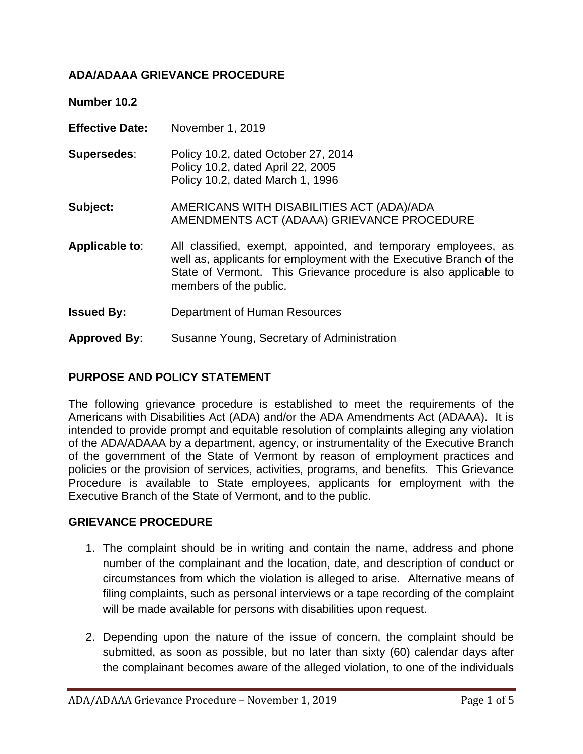## ADA/ADAAA GRIEVANCE PROCEDURE

**Number 10.2**

**Effective Date:** November 1, 2019

**Supersedes**: Policy 10.2, dated October 27, 2014
Policy 10.2, dated April 22, 2005
Policy 10.2, dated March 1, 1996

**Subject:** AMERICANS WITH DISABILITIES ACT (ADA)/ADA AMENDMENTS ACT (ADAAA) GRIEVANCE PROCEDURE

**Applicable to**: All classified, exempt, appointed, and temporary employees, as well as, applicants for employment with the Executive Branch of the State of Vermont. This Grievance procedure is also applicable to members of the public.

**Issued By:** Department of Human Resources

**Approved By**: Susanne Young, Secretary of Administration

## PURPOSE AND POLICY STATEMENT

The following grievance procedure is established to meet the requirements of the Americans with Disabilities Act (ADA) and/or the ADA Amendments Act (ADAAA). It is intended to provide prompt and equitable resolution of complaints alleging any violation of the ADA/ADAAA by a department, agency, or instrumentality of the Executive Branch of the government of the State of Vermont by reason of employment practices and policies or the provision of services, activities, programs, and benefits. This Grievance Procedure is available to State employees, applicants for employment with the Executive Branch of the State of Vermont, and to the public.

## GRIEVANCE PROCEDURE

1. The complaint should be in writing and contain the name, address and phone number of the complainant and the location, date, and description of conduct or circumstances from which the violation is alleged to arise. Alternative means of filing complaints, such as personal interviews or a tape recording of the complaint will be made available for persons with disabilities upon request.

2. Depending upon the nature of the issue of concern, the complaint should be submitted, as soon as possible, but no later than sixty (60) calendar days after the complainant becomes aware of the alleged violation, to one of the individuals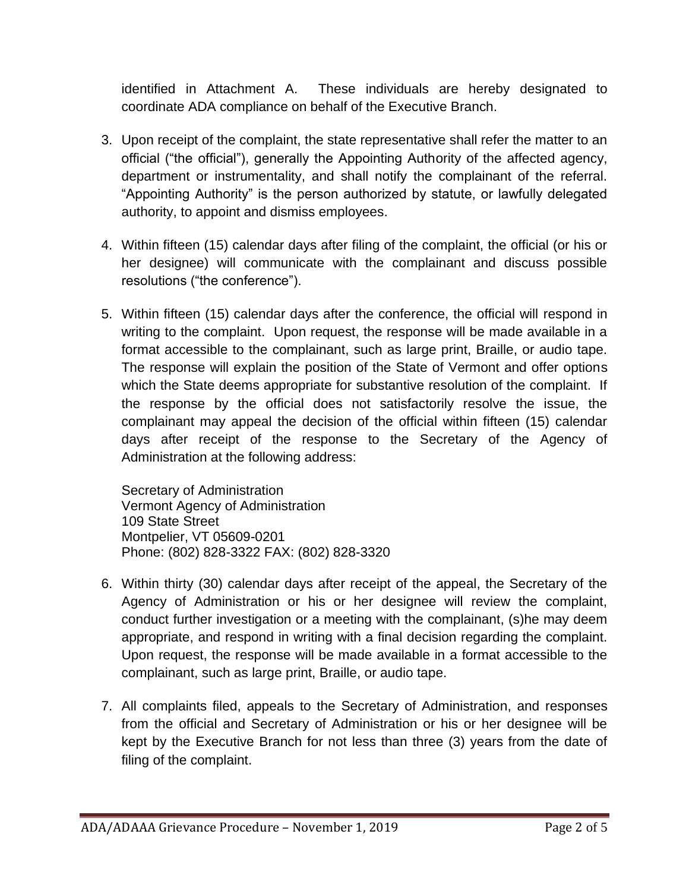identified in Attachment A. These individuals are hereby designated to coordinate ADA compliance on behalf of the Executive Branch.

3. Upon receipt of the complaint, the state representative shall refer the matter to an official ("the official"), generally the Appointing Authority of the affected agency, department or instrumentality, and shall notify the complainant of the referral. "Appointing Authority" is the person authorized by statute, or lawfully delegated authority, to appoint and dismiss employees.

4. Within fifteen (15) calendar days after filing of the complaint, the official (or his or her designee) will communicate with the complainant and discuss possible resolutions ("the conference").

5. Within fifteen (15) calendar days after the conference, the official will respond in writing to the complaint. Upon request, the response will be made available in a format accessible to the complainant, such as large print, Braille, or audio tape. The response will explain the position of the State of Vermont and offer options which the State deems appropriate for substantive resolution of the complaint. If the response by the official does not satisfactorily resolve the issue, the complainant may appeal the decision of the official within fifteen (15) calendar days after receipt of the response to the Secretary of the Agency of Administration at the following address:

   Secretary of Administration
   Vermont Agency of Administration
   109 State Street
   Montpelier, VT 05609-0201
   Phone: (802) 828-3322 FAX: (802) 828-3320

6. Within thirty (30) calendar days after receipt of the appeal, the Secretary of the Agency of Administration or his or her designee will review the complaint, conduct further investigation or a meeting with the complainant, (s)he may deem appropriate, and respond in writing with a final decision regarding the complaint. Upon request, the response will be made available in a format accessible to the complainant, such as large print, Braille, or audio tape.

7. All complaints filed, appeals to the Secretary of Administration, and responses from the official and Secretary of Administration or his or her designee will be kept by the Executive Branch for not less than three (3) years from the date of filing of the complaint.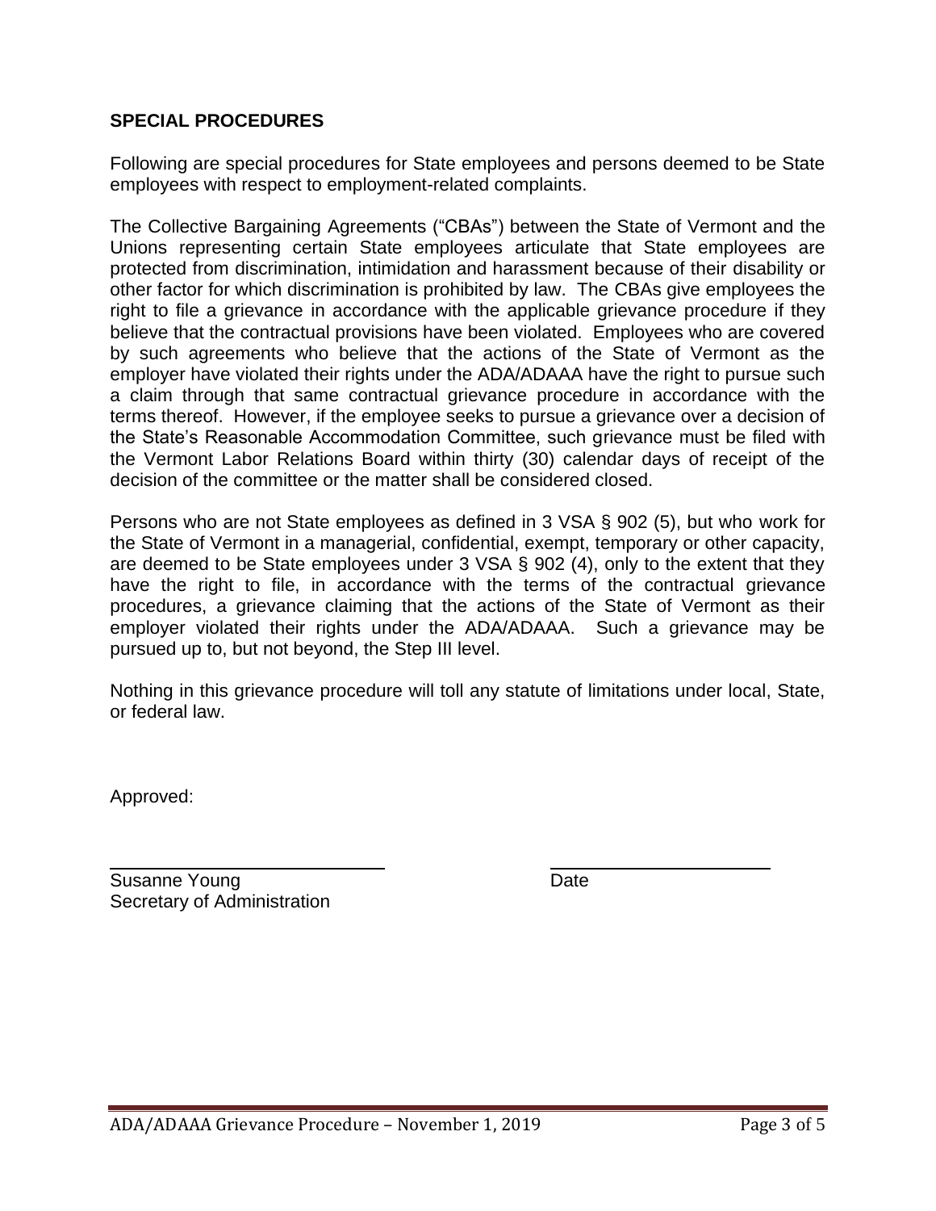## SPECIAL PROCEDURES

Following are special procedures for State employees and persons deemed to be State employees with respect to employment-related complaints.

The Collective Bargaining Agreements ("CBAs") between the State of Vermont and the Unions representing certain State employees articulate that State employees are protected from discrimination, intimidation and harassment because of their disability or other factor for which discrimination is prohibited by law. The CBAs give employees the right to file a grievance in accordance with the applicable grievance procedure if they believe that the contractual provisions have been violated. Employees who are covered by such agreements who believe that the actions of the State of Vermont as the employer have violated their rights under the ADA/ADAAA have the right to pursue such a claim through that same contractual grievance procedure in accordance with the terms thereof. However, if the employee seeks to pursue a grievance over a decision of the State's Reasonable Accommodation Committee, such grievance must be filed with the Vermont Labor Relations Board within thirty (30) calendar days of receipt of the decision of the committee or the matter shall be considered closed.

Persons who are not State employees as defined in 3 VSA § 902 (5), but who work for the State of Vermont in a managerial, confidential, exempt, temporary or other capacity, are deemed to be State employees under 3 VSA § 902 (4), only to the extent that they have the right to file, in accordance with the terms of the contractual grievance procedures, a grievance claiming that the actions of the State of Vermont as their employer violated their rights under the ADA/ADAAA. Such a grievance may be pursued up to, but not beyond, the Step III level.

Nothing in this grievance procedure will toll any statute of limitations under local, State, or federal law.

Approved:

\_\_\_\_\_\_\_\_\_\_\_\_\_\_\_\_\_\_\_\_\_\_\_\_\_\_\_\_ \_\_\_\_\_\_\_\_\_\_\_\_\_\_\_\_\_\_\_\_\_\_\_\_

Susanne Young  
Secretary of Administration

Date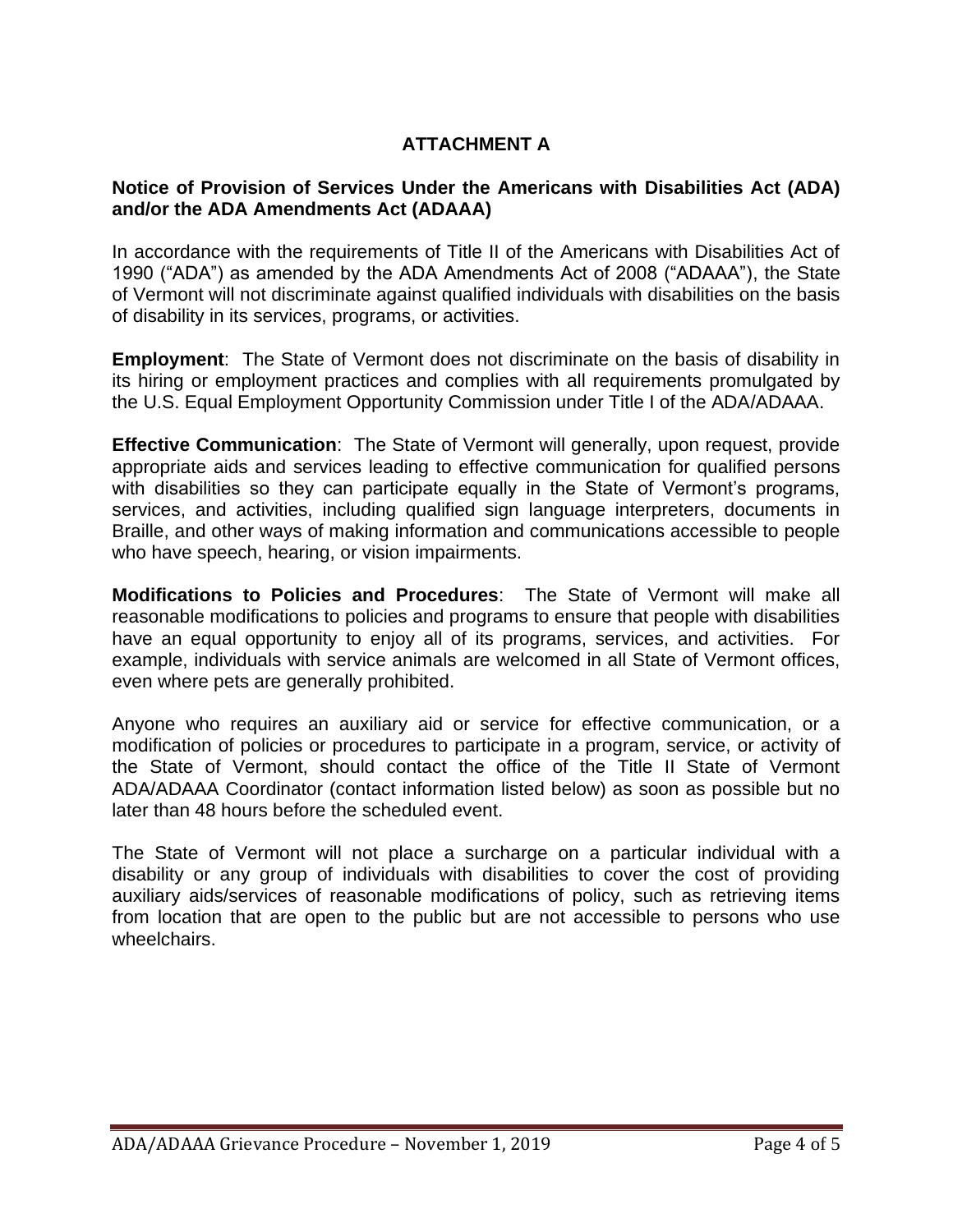# ATTACHMENT A

**Notice of Provision of Services Under the Americans with Disabilities Act (ADA) and/or the ADA Amendments Act (ADAAA)**

In accordance with the requirements of Title II of the Americans with Disabilities Act of 1990 ("ADA") as amended by the ADA Amendments Act of 2008 ("ADAAA"), the State of Vermont will not discriminate against qualified individuals with disabilities on the basis of disability in its services, programs, or activities.

**Employment**: The State of Vermont does not discriminate on the basis of disability in its hiring or employment practices and complies with all requirements promulgated by the U.S. Equal Employment Opportunity Commission under Title I of the ADA/ADAAA.

**Effective Communication**: The State of Vermont will generally, upon request, provide appropriate aids and services leading to effective communication for qualified persons with disabilities so they can participate equally in the State of Vermont's programs, services, and activities, including qualified sign language interpreters, documents in Braille, and other ways of making information and communications accessible to people who have speech, hearing, or vision impairments.

**Modifications to Policies and Procedures**: The State of Vermont will make all reasonable modifications to policies and programs to ensure that people with disabilities have an equal opportunity to enjoy all of its programs, services, and activities. For example, individuals with service animals are welcomed in all State of Vermont offices, even where pets are generally prohibited.

Anyone who requires an auxiliary aid or service for effective communication, or a modification of policies or procedures to participate in a program, service, or activity of the State of Vermont, should contact the office of the Title II State of Vermont ADA/ADAAA Coordinator (contact information listed below) as soon as possible but no later than 48 hours before the scheduled event.

The State of Vermont will not place a surcharge on a particular individual with a disability or any group of individuals with disabilities to cover the cost of providing auxiliary aids/services of reasonable modifications of policy, such as retrieving items from location that are open to the public but are not accessible to persons who use wheelchairs.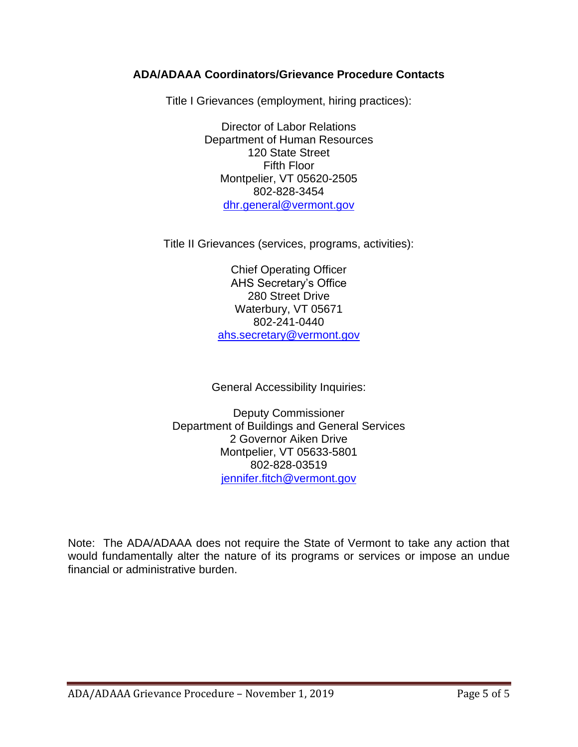**ADA/ADAAA Coordinators/Grievance Procedure Contacts**

Title I Grievances (employment, hiring practices):

Director of Labor Relations
Department of Human Resources
120 State Street
Fifth Floor
Montpelier, VT 05620-2505
802-828-3454
dhr.general@vermont.gov

Title II Grievances (services, programs, activities):

Chief Operating Officer
AHS Secretary's Office
280 Street Drive
Waterbury, VT 05671
802-241-0440
ahs.secretary@vermont.gov

General Accessibility Inquiries:

Deputy Commissioner
Department of Buildings and General Services
2 Governor Aiken Drive
Montpelier, VT 05633-5801
802-828-03519
jennifer.fitch@vermont.gov

Note: The ADA/ADAAA does not require the State of Vermont to take any action that would fundamentally alter the nature of its programs or services or impose an undue financial or administrative burden.